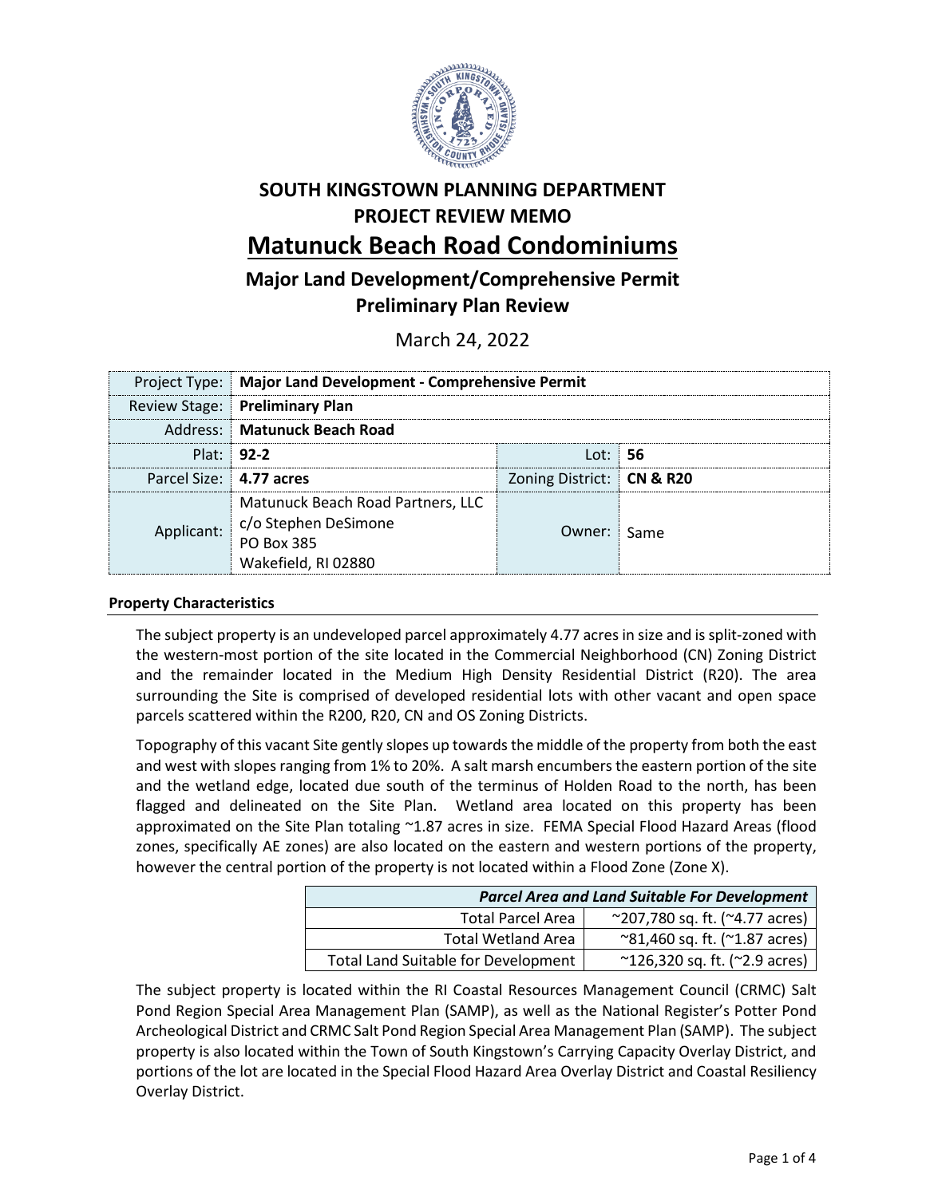# SOUTH KINGSTOWN PLANNING DEPARTMENT
# PROJECT REVIEW MEMO

# Matunuck Beach Road Condominiums

## Major Land Development/Comprehensive Permit
## Preliminary Plan Review

March 24, 2022

| | | | |
|---|---|---|---|
| Project Type: | **Major Land Development - Comprehensive Permit** | | |
| Review Stage: | **Preliminary Plan** | | |
| Address: | **Matunuck Beach Road** | | |
| Plat: | **92-2** | Lot: | **56** |
| Parcel Size: | **4.77 acres** | Zoning District: | **CN & R20** |
| Applicant: | Matunuck Beach Road Partners, LLC<br>c/o Stephen DeSimone<br>PO Box 385<br>Wakefield, RI 02880 | Owner: | Same |

### Property Characteristics

The subject property is an undeveloped parcel approximately 4.77 acres in size and is split-zoned with the western-most portion of the site located in the Commercial Neighborhood (CN) Zoning District and the remainder located in the Medium High Density Residential District (R20). The area surrounding the Site is comprised of developed residential lots with other vacant and open space parcels scattered within the R200, R20, CN and OS Zoning Districts.

Topography of this vacant Site gently slopes up towards the middle of the property from both the east and west with slopes ranging from 1% to 20%. A salt marsh encumbers the eastern portion of the site and the wetland edge, located due south of the terminus of Holden Road to the north, has been flagged and delineated on the Site Plan. Wetland area located on this property has been approximated on the Site Plan totaling ~1.87 acres in size. FEMA Special Flood Hazard Areas (flood zones, specifically AE zones) are also located on the eastern and western portions of the property, however the central portion of the property is not located within a Flood Zone (Zone X).

| ***Parcel Area and Land Suitable For Development*** | |
|---|---|
| Total Parcel Area | ~207,780 sq. ft. (~4.77 acres) |
| Total Wetland Area | ~81,460 sq. ft. (~1.87 acres) |
| Total Land Suitable for Development | ~126,320 sq. ft. (~2.9 acres) |

The subject property is located within the RI Coastal Resources Management Council (CRMC) Salt Pond Region Special Area Management Plan (SAMP), as well as the National Register's Potter Pond Archeological District and CRMC Salt Pond Region Special Area Management Plan (SAMP). The subject property is also located within the Town of South Kingstown's Carrying Capacity Overlay District, and portions of the lot are located in the Special Flood Hazard Area Overlay District and Coastal Resiliency Overlay District.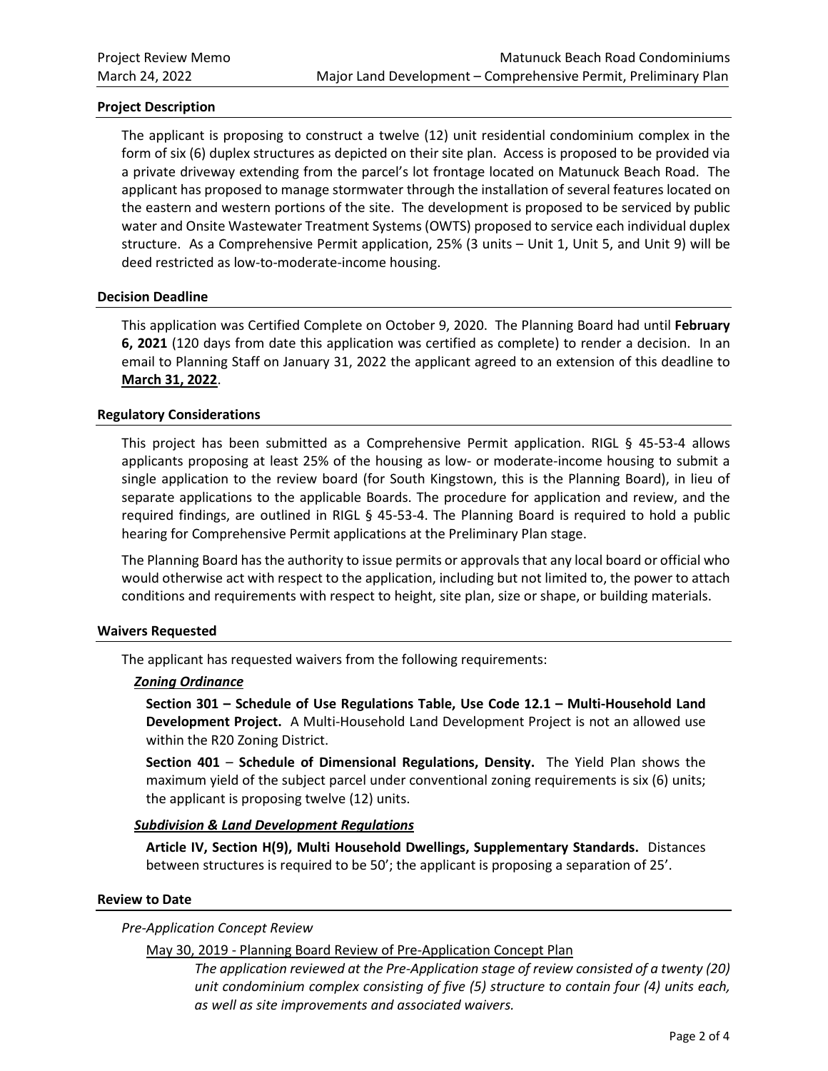**Project Description**

The applicant is proposing to construct a twelve (12) unit residential condominium complex in the form of six (6) duplex structures as depicted on their site plan. Access is proposed to be provided via a private driveway extending from the parcel's lot frontage located on Matunuck Beach Road. The applicant has proposed to manage stormwater through the installation of several features located on the eastern and western portions of the site. The development is proposed to be serviced by public water and Onsite Wastewater Treatment Systems (OWTS) proposed to service each individual duplex structure. As a Comprehensive Permit application, 25% (3 units – Unit 1, Unit 5, and Unit 9) will be deed restricted as low-to-moderate-income housing.

**Decision Deadline**

This application was Certified Complete on October 9, 2020. The Planning Board had until **February 6, 2021** (120 days from date this application was certified as complete) to render a decision. In an email to Planning Staff on January 31, 2022 the applicant agreed to an extension of this deadline to **March 31, 2022**.

**Regulatory Considerations**

This project has been submitted as a Comprehensive Permit application. RIGL § 45-53-4 allows applicants proposing at least 25% of the housing as low- or moderate-income housing to submit a single application to the review board (for South Kingstown, this is the Planning Board), in lieu of separate applications to the applicable Boards. The procedure for application and review, and the required findings, are outlined in RIGL § 45-53-4. The Planning Board is required to hold a public hearing for Comprehensive Permit applications at the Preliminary Plan stage.

The Planning Board has the authority to issue permits or approvals that any local board or official who would otherwise act with respect to the application, including but not limited to, the power to attach conditions and requirements with respect to height, site plan, size or shape, or building materials.

**Waivers Requested**

The applicant has requested waivers from the following requirements:

***Zoning Ordinance***

**Section 301 – Schedule of Use Regulations Table, Use Code 12.1 – Multi-Household Land Development Project.** A Multi-Household Land Development Project is not an allowed use within the R20 Zoning District.

**Section 401 – Schedule of Dimensional Regulations, Density.** The Yield Plan shows the maximum yield of the subject parcel under conventional zoning requirements is six (6) units; the applicant is proposing twelve (12) units.

***Subdivision & Land Development Regulations***

**Article IV, Section H(9), Multi Household Dwellings, Supplementary Standards.** Distances between structures is required to be 50'; the applicant is proposing a separation of 25'.

**Review to Date**

*Pre-Application Concept Review*

May 30, 2019 - Planning Board Review of Pre-Application Concept Plan

*The application reviewed at the Pre-Application stage of review consisted of a twenty (20) unit condominium complex consisting of five (5) structure to contain four (4) units each, as well as site improvements and associated waivers.*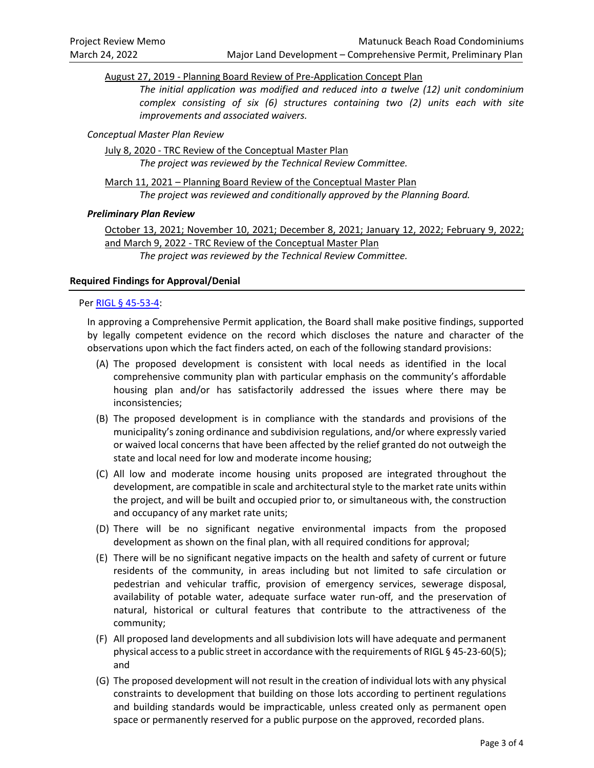August 27, 2019 - Planning Board Review of Pre-Application Concept Plan

*The initial application was modified and reduced into a twelve (12) unit condominium complex consisting of six (6) structures containing two (2) units each with site improvements and associated waivers.*

*Conceptual Master Plan Review*

July 8, 2020 - TRC Review of the Conceptual Master Plan

*The project was reviewed by the Technical Review Committee.*

March 11, 2021 – Planning Board Review of the Conceptual Master Plan

*The project was reviewed and conditionally approved by the Planning Board.*

***Preliminary Plan Review***

October 13, 2021; November 10, 2021; December 8, 2021; January 12, 2022; February 9, 2022; and March 9, 2022 - TRC Review of the Conceptual Master Plan

*The project was reviewed by the Technical Review Committee.*

## Required Findings for Approval/Denial

Per RIGL § 45-53-4:

In approving a Comprehensive Permit application, the Board shall make positive findings, supported by legally competent evidence on the record which discloses the nature and character of the observations upon which the fact finders acted, on each of the following standard provisions:

(A) The proposed development is consistent with local needs as identified in the local comprehensive community plan with particular emphasis on the community's affordable housing plan and/or has satisfactorily addressed the issues where there may be inconsistencies;

(B) The proposed development is in compliance with the standards and provisions of the municipality's zoning ordinance and subdivision regulations, and/or where expressly varied or waived local concerns that have been affected by the relief granted do not outweigh the state and local need for low and moderate income housing;

(C) All low and moderate income housing units proposed are integrated throughout the development, are compatible in scale and architectural style to the market rate units within the project, and will be built and occupied prior to, or simultaneous with, the construction and occupancy of any market rate units;

(D) There will be no significant negative environmental impacts from the proposed development as shown on the final plan, with all required conditions for approval;

(E) There will be no significant negative impacts on the health and safety of current or future residents of the community, in areas including but not limited to safe circulation or pedestrian and vehicular traffic, provision of emergency services, sewerage disposal, availability of potable water, adequate surface water run-off, and the preservation of natural, historical or cultural features that contribute to the attractiveness of the community;

(F) All proposed land developments and all subdivision lots will have adequate and permanent physical access to a public street in accordance with the requirements of RIGL § 45-23-60(5); and

(G) The proposed development will not result in the creation of individual lots with any physical constraints to development that building on those lots according to pertinent regulations and building standards would be impracticable, unless created only as permanent open space or permanently reserved for a public purpose on the approved, recorded plans.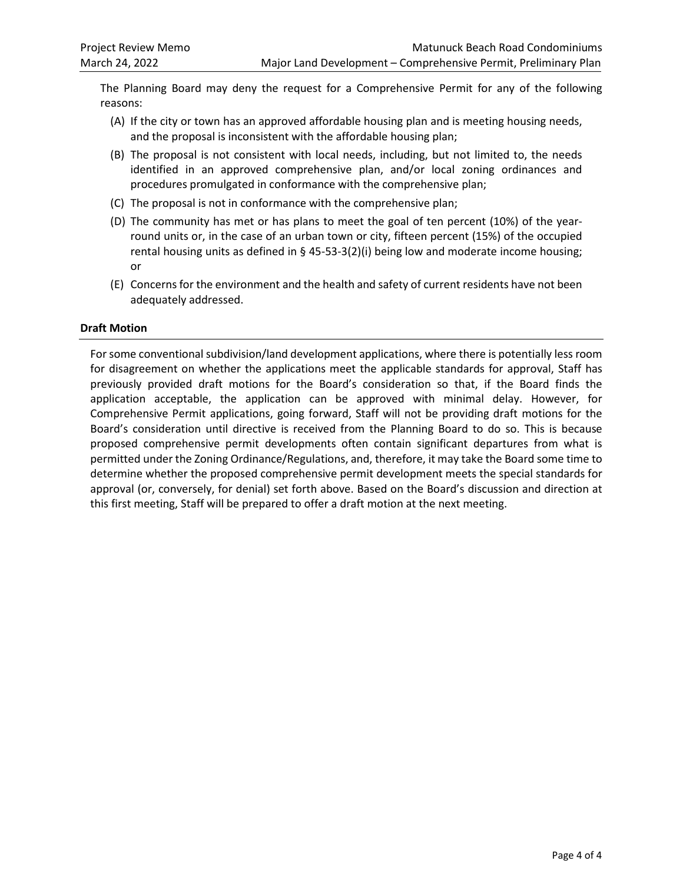The Planning Board may deny the request for a Comprehensive Permit for any of the following reasons:

(A) If the city or town has an approved affordable housing plan and is meeting housing needs, and the proposal is inconsistent with the affordable housing plan;

(B) The proposal is not consistent with local needs, including, but not limited to, the needs identified in an approved comprehensive plan, and/or local zoning ordinances and procedures promulgated in conformance with the comprehensive plan;

(C) The proposal is not in conformance with the comprehensive plan;

(D) The community has met or has plans to meet the goal of ten percent (10%) of the year-round units or, in the case of an urban town or city, fifteen percent (15%) of the occupied rental housing units as defined in § 45-53-3(2)(i) being low and moderate income housing; or

(E) Concerns for the environment and the health and safety of current residents have not been adequately addressed.

### Draft Motion

For some conventional subdivision/land development applications, where there is potentially less room for disagreement on whether the applications meet the applicable standards for approval, Staff has previously provided draft motions for the Board's consideration so that, if the Board finds the application acceptable, the application can be approved with minimal delay. However, for Comprehensive Permit applications, going forward, Staff will not be providing draft motions for the Board's consideration until directive is received from the Planning Board to do so. This is because proposed comprehensive permit developments often contain significant departures from what is permitted under the Zoning Ordinance/Regulations, and, therefore, it may take the Board some time to determine whether the proposed comprehensive permit development meets the special standards for approval (or, conversely, for denial) set forth above. Based on the Board's discussion and direction at this first meeting, Staff will be prepared to offer a draft motion at the next meeting.